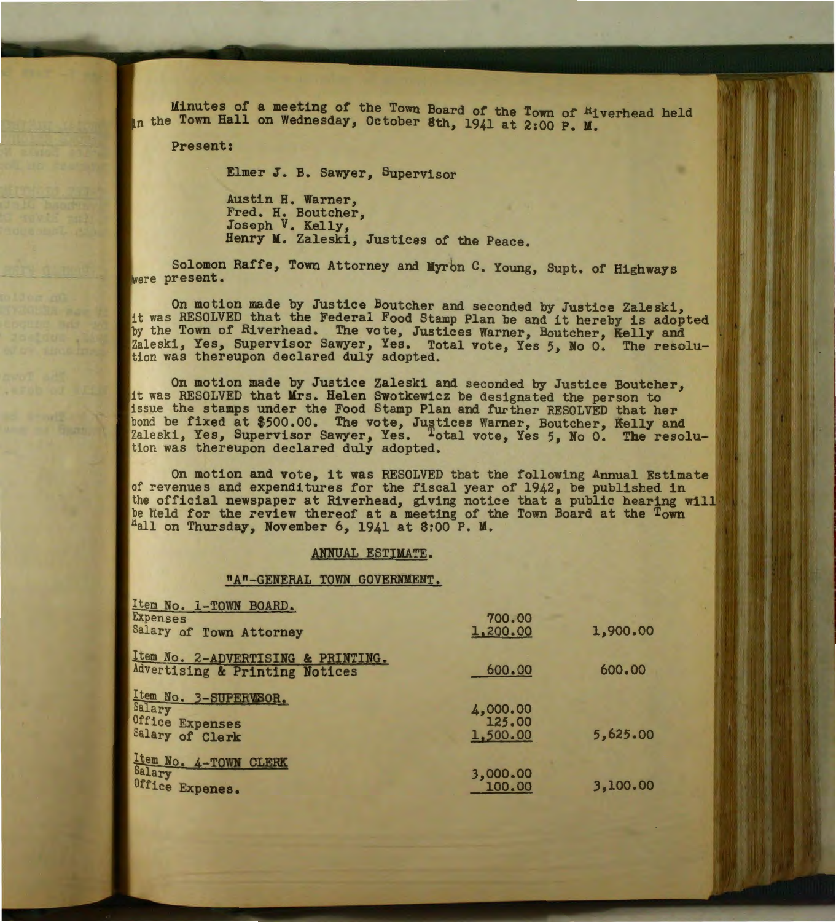Minutes of a meeting of the Town Board of the Town of Riverhead held in the Town Hall on Wednesday, October 8th, 1941 at 2:00 P. M.

Present:

Elmer J. B. Sawyer, Supervisor

Austin H. Warner,
Fred. H. Boutcher,
Joseph V. Kelly,
Henry M. Zaleski, Justices of the Peace.

Solomon Raffe, Town Attorney and Myron C. Young, Supt. of Highways were present.

On motion made by Justice Boutcher and seconded by Justice Zaleski, it was RESOLVED that the Federal Food Stamp Plan be and it hereby is adopted by the Town of Riverhead. The vote, Justices Warner, Boutcher, Kelly and Zaleski, Yes, Supervisor Sawyer, Yes. Total vote, Yes 5, No 0. The resolution was thereupon declared duly adopted.

On motion made by Justice Zaleski and seconded by Justice Boutcher, it was RESOLVED that Mrs. Helen Swotkewicz be designated the person to issue the stamps under the Food Stamp Plan and further RESOLVED that her bond be fixed at $500.00. The vote, Justices Warner, Boutcher, Kelly and Zaleski, Yes, Supervisor Sawyer, Yes. Total vote, Yes 5, No 0. The resolution was thereupon declared duly adopted.

On motion and vote, it was RESOLVED that the following Annual Estimate of revenues and expenditures for the fiscal year of 1942, be published in the official newspaper at Riverhead, giving notice that a public hearing will be held for the review thereof at a meeting of the Town Board at the Town Hall on Thursday, November 6, 1941 at 8:00 P. M.

ANNUAL ESTIMATE.

"A"-GENERAL TOWN GOVERNMENT.

| | | |
|---|---|---|
| Item No. 1-TOWN BOARD. | | |
| Expenses | 700.00 | |
| Salary of Town Attorney | 1,200.00 | 1,900.00 |
| Item No. 2-ADVERTISING & PRINTING. | | |
| Advertising & Printing Notices | 600.00 | 600.00 |
| Item No. 3-SUPERVISOR. | | |
| Salary | 4,000.00 | |
| Office Expenses | 125.00 | |
| Salary of Clerk | 1,500.00 | 5,625.00 |
| Item No. 4-TOWN CLERK | | |
| Salary | 3,000.00 | |
| Office Expenes. | 100.00 | 3,100.00 |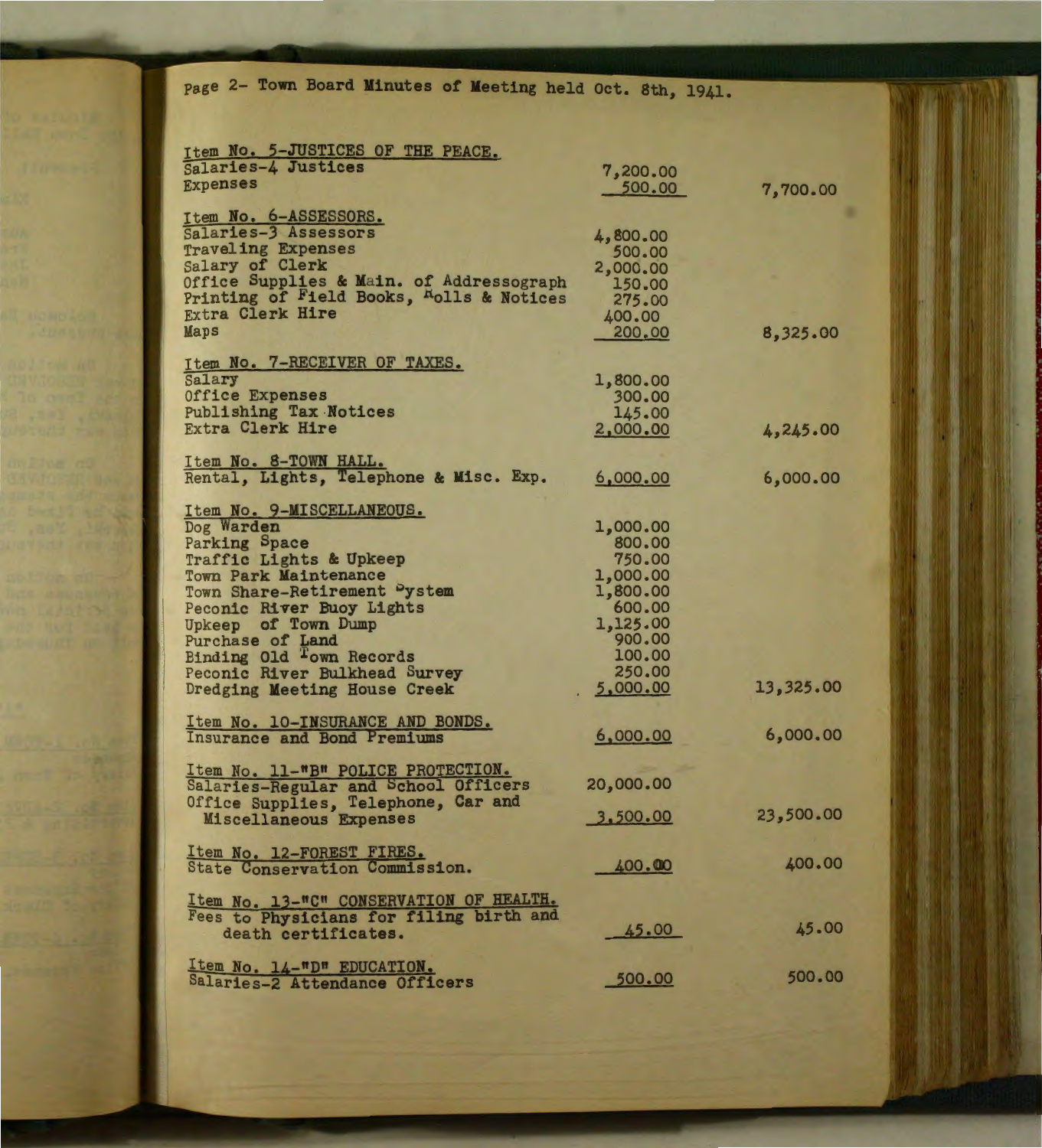Page 2- Town Board Minutes of Meeting held Oct. 8th, 1941.

| | | |
|---|---|---|
| **Item No. 5-JUSTICES OF THE PEACE.** | | |
| Salaries-4 Justices | 7,200.00 | |
| Expenses | 500.00 | 7,700.00 |
| **Item No. 6-ASSESSORS.** | | |
| Salaries-3 Assessors | 4,800.00 | |
| Traveling Expenses | 500.00 | |
| Salary of Clerk | 2,000.00 | |
| Office Supplies & Main. of Addressograph | 150.00 | |
| Printing of Field Books, Rolls & Notices | 275.00 | |
| Extra Clerk Hire | 400.00 | |
| Maps | 200.00 | 8,325.00 |
| **Item No. 7-RECEIVER OF TAXES.** | | |
| Salary | 1,800.00 | |
| Office Expenses | 300.00 | |
| Publishing Tax Notices | 145.00 | |
| Extra Clerk Hire | 2,000.00 | 4,245.00 |
| **Item No. 8-TOWN HALL.** | | |
| Rental, Lights, Telephone & Misc. Exp. | 6,000.00 | 6,000.00 |
| **Item No. 9-MISCELLANEOUS.** | | |
| Dog Warden | 1,000.00 | |
| Parking Space | 800.00 | |
| Traffic Lights & Upkeep | 750.00 | |
| Town Park Maintenance | 1,000.00 | |
| Town Share-Retirement System | 1,800.00 | |
| Peconic River Buoy Lights | 600.00 | |
| Upkeep of Town Dump | 1,125.00 | |
| Purchase of Land | 900.00 | |
| Binding Old Town Records | 100.00 | |
| Peconic River Bulkhead Survey | 250.00 | |
| Dredging Meeting House Creek | 5,000.00 | 13,325.00 |
| **Item No. 10-INSURANCE AND BONDS.** | | |
| Insurance and Bond Premiums | 6,000.00 | 6,000.00 |
| **Item No. 11-"B" POLICE PROTECTION.** | | |
| Salaries-Regular and School Officers | 20,000.00 | |
| Office Supplies, Telephone, Car and Miscellaneous Expenses | 3,500.00 | 23,500.00 |
| **Item No. 12-FOREST FIRES.** | | |
| State Conservation Commission. | 400.00 | 400.00 |
| **Item No. 13-"C" CONSERVATION OF HEALTH.** | | |
| Fees to Physicians for filing birth and death certificates. | 45.00 | 45.00 |
| **Item No. 14-"D" EDUCATION.** | | |
| Salaries-2 Attendance Officers | 500.00 | 500.00 |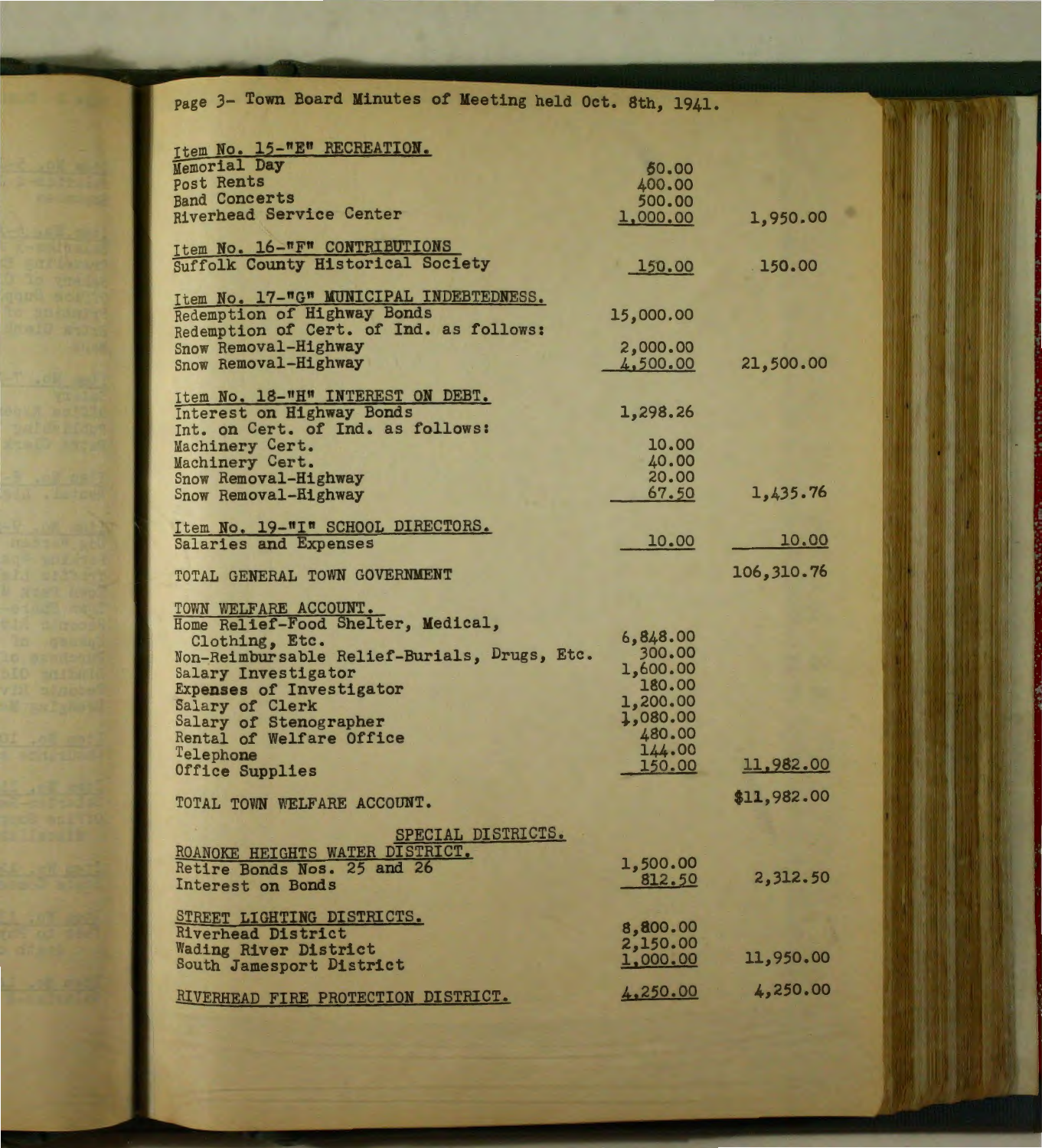Page 3- Town Board Minutes of Meeting held Oct. 8th, 1941.

| | | |
|---|---|---|
| **Item No. 15-"E" RECREATION.** | | |
| Memorial Day | 50.00 | |
| Post Rents | 400.00 | |
| Band Concerts | 500.00 | |
| Riverhead Service Center | 1,000.00 | 1,950.00 |
| **Item No. 16-"F" CONTRIBUTIONS** | | |
| Suffolk County Historical Society | 150.00 | 150.00 |
| **Item No. 17-"G" MUNICIPAL INDEBTEDNESS.** | | |
| Redemption of Highway Bonds | 15,000.00 | |
| Redemption of Cert. of Ind. as follows: | | |
| Snow Removal-Highway | 2,000.00 | |
| Snow Removal-Highway | 4,500.00 | 21,500.00 |
| **Item No. 18-"H" INTEREST ON DEBT.** | | |
| Interest on Highway Bonds | 1,298.26 | |
| Int. on Cert. of Ind. as follows: | | |
| Machinery Cert. | 10.00 | |
| Machinery Cert. | 40.00 | |
| Snow Removal-Highway | 20.00 | |
| Snow Removal-Highway | 67.50 | 1,435.76 |
| **Item No. 19-"I" SCHOOL DIRECTORS.** | | |
| Salaries and Expenses | 10.00 | 10.00 |
| TOTAL GENERAL TOWN GOVERNMENT | | 106,310.76 |
| **TOWN WELFARE ACCOUNT.** | | |
| Home Relief-Food Shelter, Medical, Clothing, Etc. | 6,848.00 | |
| Non-Reimbursable Relief-Burials, Drugs, Etc. | 300.00 | |
| Salary Investigator | 1,600.00 | |
| Expenses of Investigator | 180.00 | |
| Salary of Clerk | 1,200.00 | |
| Salary of Stenographer | 1,080.00 | |
| Rental of Welfare Office | 480.00 | |
| Telephone | 144.00 | |
| Office Supplies | 150.00 | 11,982.00 |
| TOTAL TOWN WELFARE ACCOUNT. | | $11,982.00 |
| **SPECIAL DISTRICTS.** | | |
| **ROANOKE HEIGHTS WATER DISTRICT.** | | |
| Retire Bonds Nos. 25 and 26 | 1,500.00 | |
| Interest on Bonds | 812.50 | 2,312.50 |
| **STREET LIGHTING DISTRICTS.** | | |
| Riverhead District | 8,800.00 | |
| Wading River District | 2,150.00 | |
| South Jamesport District | 1,000.00 | 11,950.00 |
| **RIVERHEAD FIRE PROTECTION DISTRICT.** | 4,250.00 | 4,250.00 |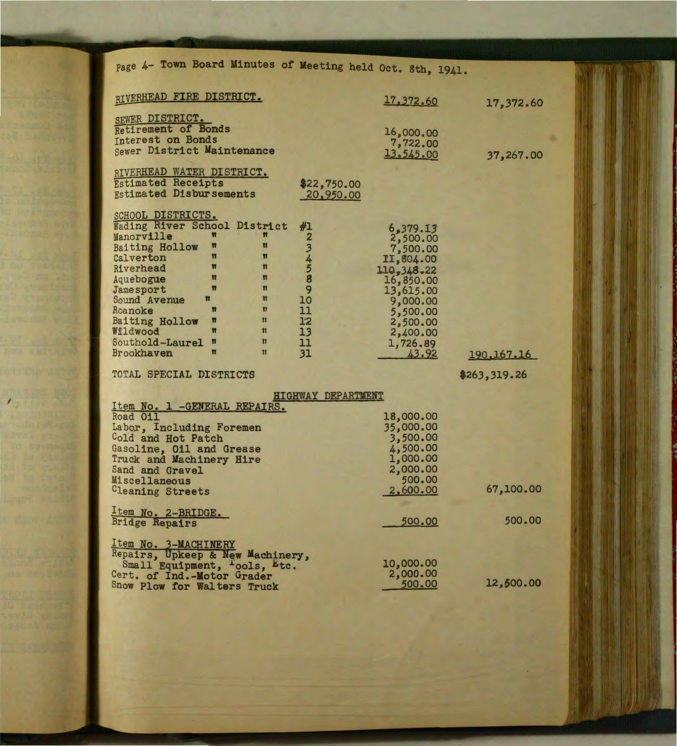Page 4- Town Board Minutes of Meeting held Oct. 8th, 1941.

| | | | |
|---|---|---|---|
| RIVERHEAD FIRE DISTRICT. | | 17,372.60 | 17,372.60 |
| SEWER DISTRICT. | | | |
| Retirement of Bonds | | 16,000.00 | |
| Interest on Bonds | | 7,722.00 | |
| Sewer District Maintenance | | 13,545.00 | 37,267.00 |
| RIVERHEAD WATER DISTRICT. | | | |
| Estimated Receipts | $22,750.00 | | |
| Estimated Disbursements | 20,950.00 | | |
| SCHOOL DISTRICTS. | | | |
| Wading River School District #1 | | 6,379.13 | |
| Manorville " " 2 | | 2,500.00 | |
| Baiting Hollow " " 3 | | 7,500.00 | |
| Calverton " " 4 | | 11,804.00 | |
| Riverhead " " 5 | | 110,348.22 | |
| Aquebogue " " 8 | | 16,850.00 | |
| Jamesport " " 9 | | 13,615.00 | |
| Sound Avenue " " 10 | | 9,000.00 | |
| Roanoke " " 11 | | 5,500.00 | |
| Baiting Hollow " " 12 | | 2,500.00 | |
| Wildwood " " 13 | | 2,400.00 | |
| Southold-Laurel " " 11 | | 1,726.89 | |
| Brookhaven " " 31 | | 43.92 | 190,167.16 |
| TOTAL SPECIAL DISTRICTS | | | $263,319.26 |

## HIGHWAY DEPARTMENT

| | | |
|---|---|---|
| Item No. 1 -GENERAL REPAIRS. | | |
| Road Oil | 18,000.00 | |
| Labor, Including Foremen | 35,000.00 | |
| Cold and Hot Patch | 3,500.00 | |
| Gasoline, Oil and Grease | 4,500.00 | |
| Truck and Machinery Hire | 1,000.00 | |
| Sand and Gravel | 2,000.00 | |
| Miscellaneous | 500.00 | |
| Cleaning Streets | 2,600.00 | 67,100.00 |
| Item No. 2-BRIDGE. | | |
| Bridge Repairs | 500.00 | 500.00 |
| Item No. 3-MACHINERY | | |
| Repairs, Upkeep & New Machinery, Small Equipment, Tools, Etc. | 10,000.00 | |
| Cert. of Ind.-Motor Grader | 2,000.00 | |
| Snow Plow for Walters Truck | 500.00 | 12,500.00 |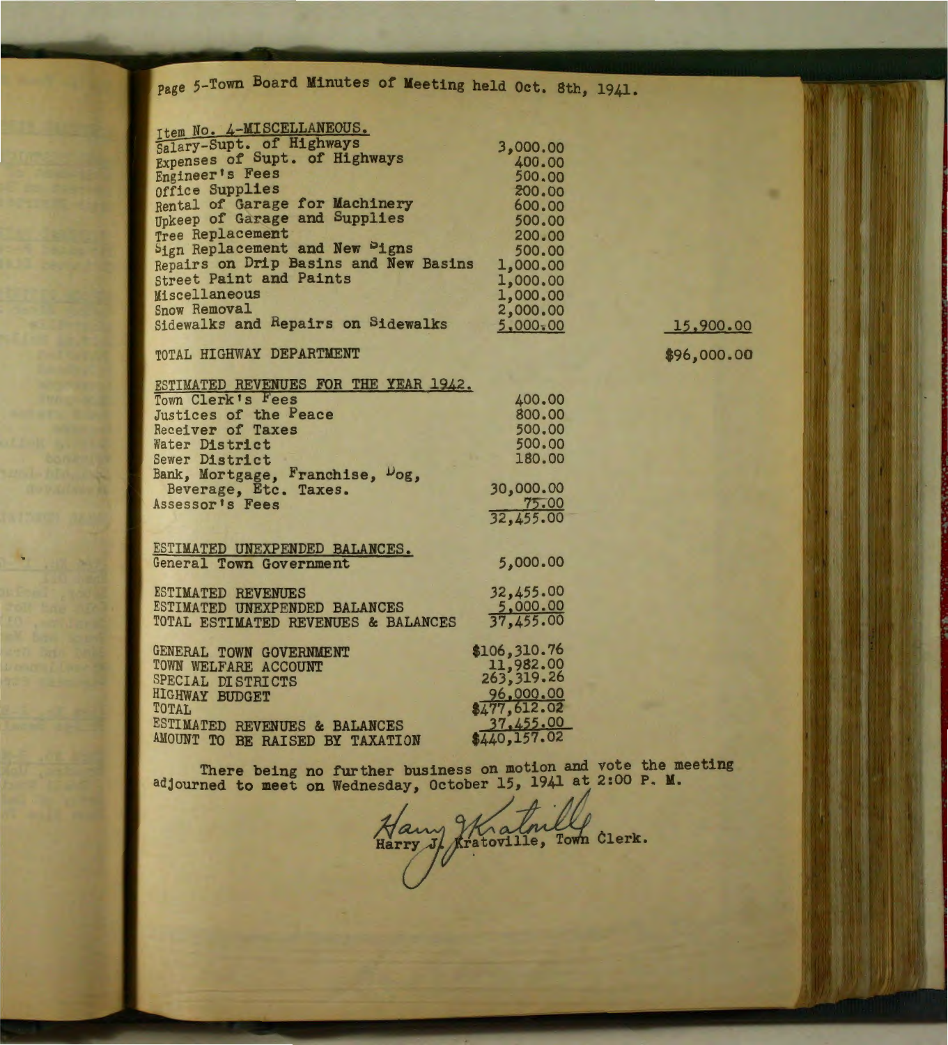Page 5-Town Board Minutes of Meeting held Oct. 8th, 1941.

Item No. 4-MISCELLANEOUS.

| | | |
|---|---|---|
| Salary-Supt. of Highways | 3,000.00 | |
| Expenses of Supt. of Highways | 400.00 | |
| Engineer's Fees | 500.00 | |
| Office Supplies | 200.00 | |
| Rental of Garage for Machinery | 600.00 | |
| Upkeep of Garage and Supplies | 500.00 | |
| Tree Replacement | 200.00 | |
| Sign Replacement and New Signs | 500.00 | |
| Repairs on Drip Basins and New Basins | 1,000.00 | |
| Street Paint and Paints | 1,000.00 | |
| Miscellaneous | 1,000.00 | |
| Snow Removal | 2,000.00 | |
| Sidewalks and Repairs on Sidewalks | 5,000.00 | 15,900.00 |
| TOTAL HIGHWAY DEPARTMENT | | $96,000.00 |

ESTIMATED REVENUES FOR THE YEAR 1942.

| | |
|---|---|
| Town Clerk's Fees | 400.00 |
| Justices of the Peace | 800.00 |
| Receiver of Taxes | 500.00 |
| Water District | 500.00 |
| Sewer District | 180.00 |
| Bank, Mortgage, Franchise, Dog, Beverage, Etc. Taxes. | 30,000.00 |
| Assessor's Fees | 75.00 |
| | 32,455.00 |

ESTIMATED UNEXPENDED BALANCES.

| | |
|---|---|
| General Town Government | 5,000.00 |

| | |
|---|---|
| ESTIMATED REVENUES | 32,455.00 |
| ESTIMATED UNEXPENDED BALANCES | 5,000.00 |
| TOTAL ESTIMATED REVENUES & BALANCES | 37,455.00 |

| | |
|---|---|
| GENERAL TOWN GOVERNMENT | $106,310.76 |
| TOWN WELFARE ACCOUNT | 11,982.00 |
| SPECIAL DISTRICTS | 263,319.26 |
| HIGHWAY BUDGET | 96,000.00 |
| TOTAL | $477,612.02 |
| ESTIMATED REVENUES & BALANCES | 37,455.00 |
| AMOUNT TO BE RAISED BY TAXATION | $440,157.02 |

There being no further business on motion and vote the meeting adjourned to meet on Wednesday, October 15, 1941 at 2:00 P. M.

Harry J. Kratoville, Town Clerk.